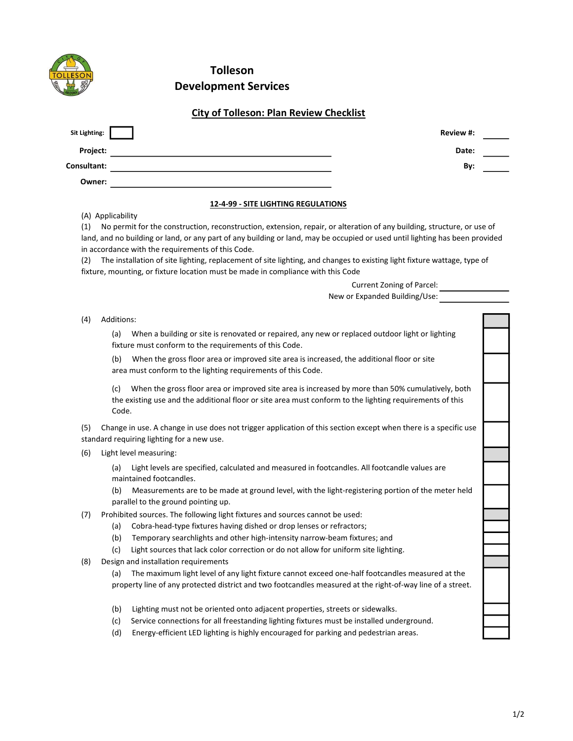# Tolleson Development Services

## City of Tolleson: Plan Review Checklist

**Sit Lighting:** ☐

**Review #:** ______

**Project:** ______________________________ **Date:** ______

**Consultant:** ______________________________ **By:** ______

**Owner:** ______________________________

### 12-4-99 - SITE LIGHTING REGULATIONS

(A) Applicability

(1) No permit for the construction, reconstruction, extension, repair, or alteration of any building, structure, or use of land, and no building or land, or any part of any building or land, may be occupied or used until lighting has been provided in accordance with the requirements of this Code.

(2) The installation of site lighting, replacement of site lighting, and changes to existing light fixture wattage, type of fixture, mounting, or fixture location must be made in compliance with this Code

Current Zoning of Parcel: ______________

New or Expanded Building/Use: ______________

(4) Additions:

- (a) When a building or site is renovated or repaired, any new or replaced outdoor light or lighting fixture must conform to the requirements of this Code. ☐
- (b) When the gross floor area or improved site area is increased, the additional floor or site area must conform to the lighting requirements of this Code. ☐
- (c) When the gross floor area or improved site area is increased by more than 50% cumulatively, both the existing use and the additional floor or site area must conform to the lighting requirements of this Code. ☐

(5) Change in use. A change in use does not trigger application of this section except when there is a specific use standard requiring lighting for a new use. ☐

(6) Light level measuring:

- (a) Light levels are specified, calculated and measured in footcandles. All footcandle values are maintained footcandles. ☐
- (b) Measurements are to be made at ground level, with the light-registering portion of the meter held parallel to the ground pointing up. ☐

(7) Prohibited sources. The following light fixtures and sources cannot be used:

- (a) Cobra-head-type fixtures having dished or drop lenses or refractors; ☐
- (b) Temporary searchlights and other high-intensity narrow-beam fixtures; and ☐
- (c) Light sources that lack color correction or do not allow for uniform site lighting. ☐

(8) Design and installation requirements

- (a) The maximum light level of any light fixture cannot exceed one-half footcandles measured at the property line of any protected district and two footcandles measured at the right-of-way line of a street. ☐
- (b) Lighting must not be oriented onto adjacent properties, streets or sidewalks. ☐
- (c) Service connections for all freestanding lighting fixtures must be installed underground. ☐
- (d) Energy-efficient LED lighting is highly encouraged for parking and pedestrian areas. ☐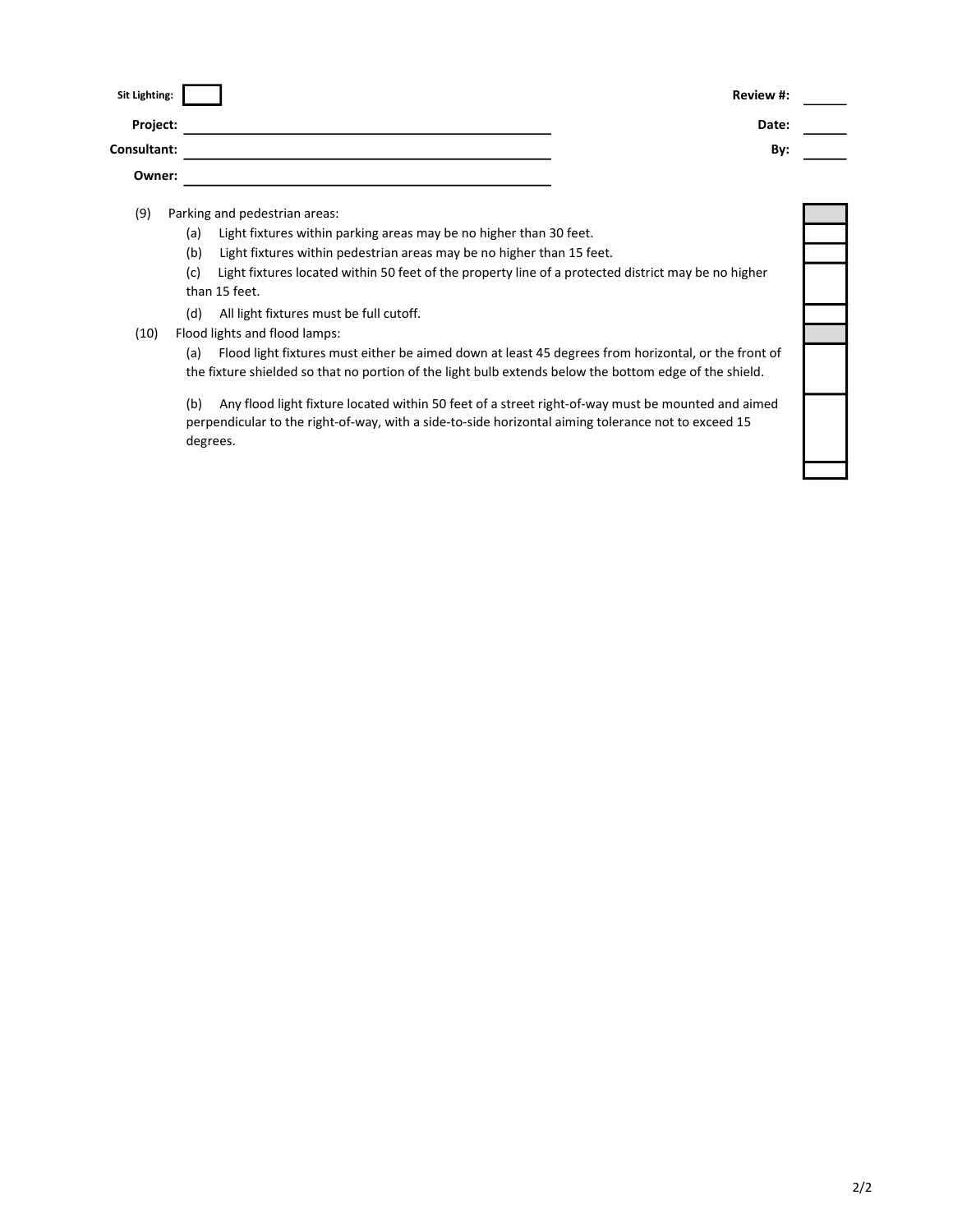**Sit Lighting:** ☐ **Review #:** \_\_\_\_\_\_

**Project:** \_\_\_\_\_\_\_\_\_\_\_\_\_\_\_\_\_\_\_\_\_\_\_\_\_\_\_\_\_\_\_\_\_\_\_\_\_\_ **Date:** \_\_\_\_\_\_

**Consultant:** \_\_\_\_\_\_\_\_\_\_\_\_\_\_\_\_\_\_\_\_\_\_\_\_\_\_\_\_\_\_\_\_\_\_\_\_\_\_ **By:** \_\_\_\_\_\_

**Owner:** \_\_\_\_\_\_\_\_\_\_\_\_\_\_\_\_\_\_\_\_\_\_\_\_\_\_\_\_\_\_\_\_\_\_\_\_\_\_

| | |
|---|---|
| (9) Parking and pedestrian areas: | |
| (a) Light fixtures within parking areas may be no higher than 30 feet. | |
| (b) Light fixtures within pedestrian areas may be no higher than 15 feet. | |
| (c) Light fixtures located within 50 feet of the property line of a protected district may be no higher than 15 feet. | |
| (d) All light fixtures must be full cutoff. | |
| (10) Flood lights and flood lamps: | |
| (a) Flood light fixtures must either be aimed down at least 45 degrees from horizontal, or the front of the fixture shielded so that no portion of the light bulb extends below the bottom edge of the shield. | |
| (b) Any flood light fixture located within 50 feet of a street right-of-way must be mounted and aimed perpendicular to the right-of-way, with a side-to-side horizontal aiming tolerance not to exceed 15 degrees. | |
| | |